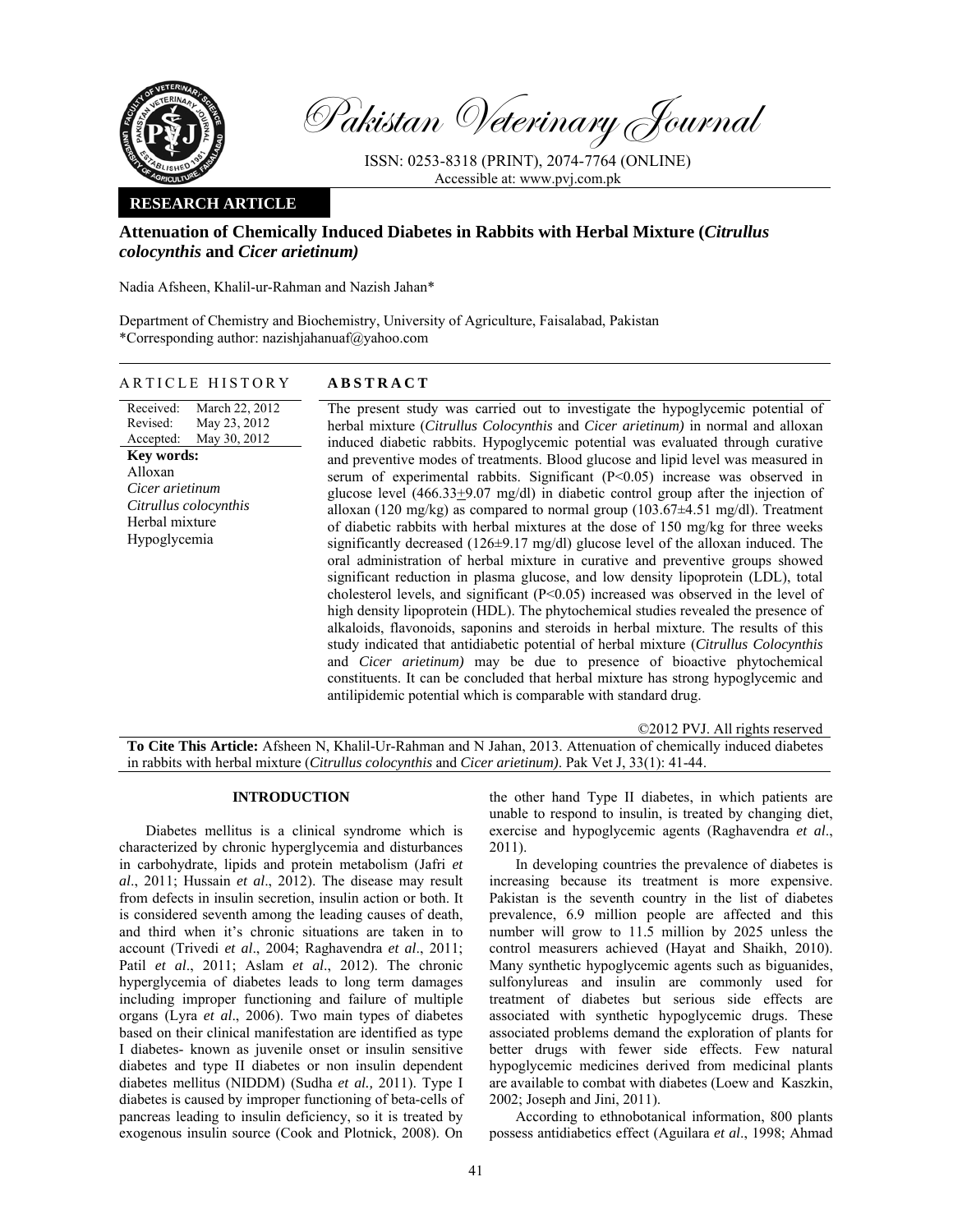Pakistan Veterinary Journal

ISSN: 0253-8318 (PRINT), 2074-7764 (ONLINE)
Accessible at: www.pvj.com.pk

**RESEARCH ARTICLE**

# Attenuation of Chemically Induced Diabetes in Rabbits with Herbal Mixture (*Citrullus colocynthis* and *Cicer arietinum)*

Nadia Afsheen, Khalil-ur-Rahman and Nazish Jahan*

Department of Chemistry and Biochemistry, University of Agriculture, Faisalabad, Pakistan
*Corresponding author: nazishjahanuaf@yahoo.com

## ARTICLE HISTORY

Received: March 22, 2012
Revised: May 23, 2012
Accepted: May 30, 2012

**Key words:**
Alloxan
*Cicer arietinum*
*Citrullus colocynthis*
Herbal mixture
Hypoglycemia

## ABSTRACT

The present study was carried out to investigate the hypoglycemic potential of herbal mixture (*Citrullus Colocynthis* and *Cicer arietinum)* in normal and alloxan induced diabetic rabbits. Hypoglycemic potential was evaluated through curative and preventive modes of treatments. Blood glucose and lipid level was measured in serum of experimental rabbits. Significant ($P<0.05$) increase was observed in glucose level ($466.33\pm9.07$ mg/dl) in diabetic control group after the injection of alloxan (120 mg/kg) as compared to normal group ($103.67\pm4.51$ mg/dl). Treatment of diabetic rabbits with herbal mixtures at the dose of 150 mg/kg for three weeks significantly decreased ($126\pm9.17$ mg/dl) glucose level of the alloxan induced. The oral administration of herbal mixture in curative and preventive groups showed significant reduction in plasma glucose, and low density lipoprotein (LDL), total cholesterol levels, and significant ($P<0.05$) increased was observed in the level of high density lipoprotein (HDL). The phytochemical studies revealed the presence of alkaloids, flavonoids, saponins and steroids in herbal mixture. The results of this study indicated that antidiabetic potential of herbal mixture (*Citrullus Colocynthis* and *Cicer arietinum)* may be due to presence of bioactive phytochemical constituents. It can be concluded that herbal mixture has strong hypoglycemic and antilipidemic potential which is comparable with standard drug.

©2012 PVJ. All rights reserved

**To Cite This Article:** Afsheen N, Khalil-Ur-Rahman and N Jahan, 2013. Attenuation of chemically induced diabetes in rabbits with herbal mixture (*Citrullus colocynthis* and *Cicer arietinum)*. Pak Vet J, 33(1): 41-44.

## INTRODUCTION

Diabetes mellitus is a clinical syndrome which is characterized by chronic hyperglycemia and disturbances in carbohydrate, lipids and protein metabolism (Jafri *et al*., 2011; Hussain *et al*., 2012). The disease may result from defects in insulin secretion, insulin action or both. It is considered seventh among the leading causes of death, and third when it's chronic situations are taken in to account (Trivedi *et al*., 2004; Raghavendra *et al*., 2011; Patil *et al*., 2011; Aslam *et al*., 2012). The chronic hyperglycemia of diabetes leads to long term damages including improper functioning and failure of multiple organs (Lyra *et al*., 2006). Two main types of diabetes based on their clinical manifestation are identified as type I diabetes- known as juvenile onset or insulin sensitive diabetes and type II diabetes or non insulin dependent diabetes mellitus (NIDDM) (Sudha *et al.,* 2011). Type I diabetes is caused by improper functioning of beta-cells of pancreas leading to insulin deficiency, so it is treated by exogenous insulin source (Cook and Plotnick, 2008). On the other hand Type II diabetes, in which patients are unable to respond to insulin, is treated by changing diet, exercise and hypoglycemic agents (Raghavendra *et al*., 2011).

In developing countries the prevalence of diabetes is increasing because its treatment is more expensive. Pakistan is the seventh country in the list of diabetes prevalence, 6.9 million people are affected and this number will grow to 11.5 million by 2025 unless the control measurers achieved (Hayat and Shaikh, 2010). Many synthetic hypoglycemic agents such as biguanides, sulfonylureas and insulin are commonly used for treatment of diabetes but serious side effects are associated with synthetic hypoglycemic drugs. These associated problems demand the exploration of plants for better drugs with fewer side effects. Few natural hypoglycemic medicines derived from medicinal plants are available to combat with diabetes (Loew and Kaszkin, 2002; Joseph and Jini, 2011).

According to ethnobotanical information, 800 plants possess antidiabetics effect (Aguilara *et al*., 1998; Ahmad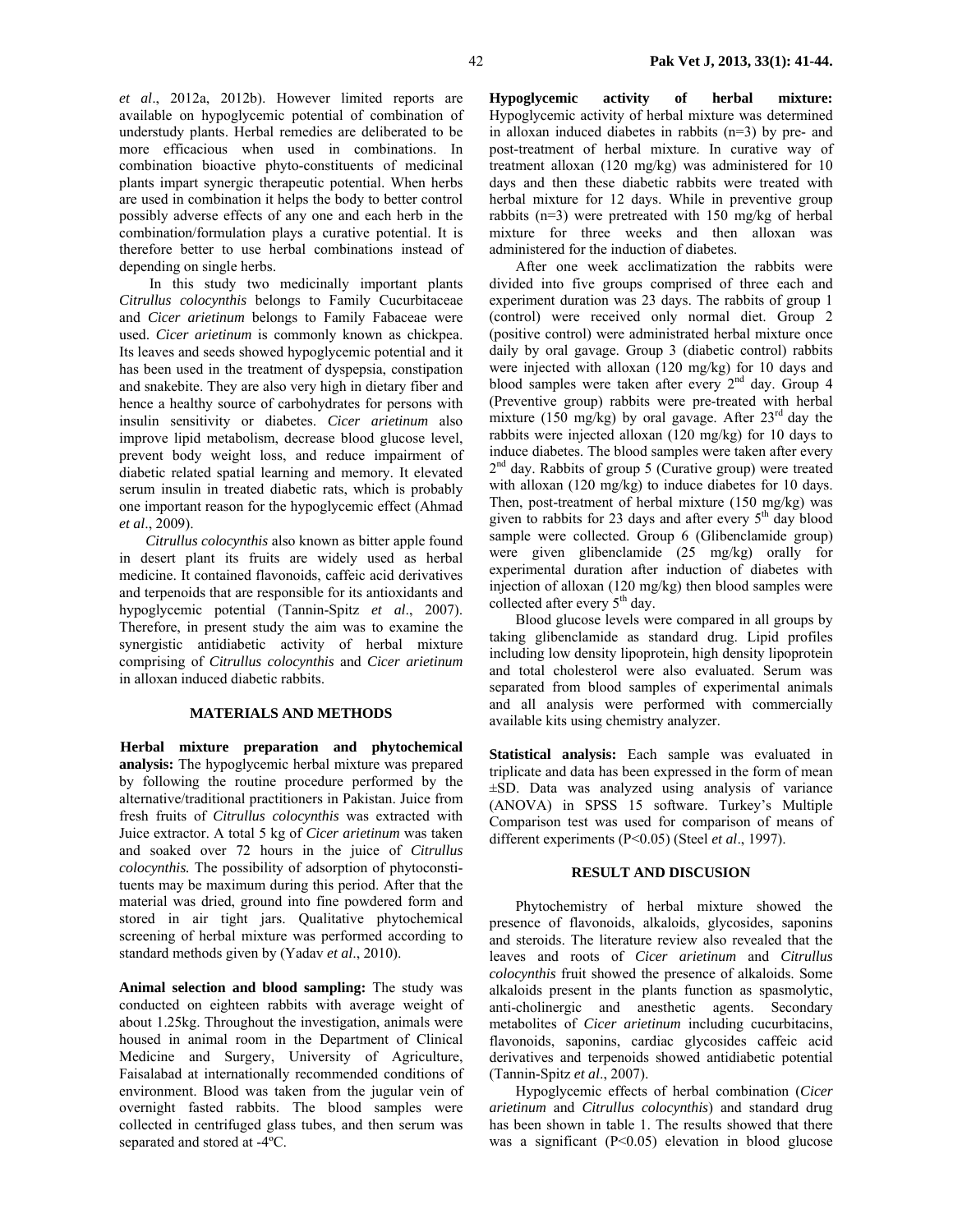*et al*., 2012a, 2012b). However limited reports are available on hypoglycemic potential of combination of understudy plants. Herbal remedies are deliberated to be more efficacious when used in combinations. In combination bioactive phyto-constituents of medicinal plants impart synergic therapeutic potential. When herbs are used in combination it helps the body to better control possibly adverse effects of any one and each herb in the combination/formulation plays a curative potential. It is therefore better to use herbal combinations instead of depending on single herbs.

In this study two medicinally important plants *Citrullus colocynthis* belongs to Family Cucurbitaceae and *Cicer arietinum* belongs to Family Fabaceae were used. *Cicer arietinum* is commonly known as chickpea. Its leaves and seeds showed hypoglycemic potential and it has been used in the treatment of dyspepsia, constipation and snakebite. They are also very high in dietary fiber and hence a healthy source of carbohydrates for persons with insulin sensitivity or diabetes. *Cicer arietinum* also improve lipid metabolism, decrease blood glucose level, prevent body weight loss, and reduce impairment of diabetic related spatial learning and memory. It elevated serum insulin in treated diabetic rats, which is probably one important reason for the hypoglycemic effect (Ahmad *et al*., 2009).

*Citrullus colocynthis* also known as bitter apple found in desert plant its fruits are widely used as herbal medicine. It contained flavonoids, caffeic acid derivatives and terpenoids that are responsible for its antioxidants and hypoglycemic potential (Tannin-Spitz *et al*., 2007). Therefore, in present study the aim was to examine the synergistic antidiabetic activity of herbal mixture comprising of *Citrullus colocynthis* and *Cicer arietinum* in alloxan induced diabetic rabbits.

## MATERIALS AND METHODS

**Herbal mixture preparation and phytochemical analysis:** The hypoglycemic herbal mixture was prepared by following the routine procedure performed by the alternative/traditional practitioners in Pakistan. Juice from fresh fruits of *Citrullus colocynthis* was extracted with Juice extractor. A total 5 kg of *Cicer arietinum* was taken and soaked over 72 hours in the juice of *Citrullus colocynthis.* The possibility of adsorption of phytoconstituents may be maximum during this period. After that the material was dried, ground into fine powdered form and stored in air tight jars. Qualitative phytochemical screening of herbal mixture was performed according to standard methods given by (Yadav *et al*., 2010).

**Animal selection and blood sampling:** The study was conducted on eighteen rabbits with average weight of about 1.25kg. Throughout the investigation, animals were housed in animal room in the Department of Clinical Medicine and Surgery, University of Agriculture, Faisalabad at internationally recommended conditions of environment. Blood was taken from the jugular vein of overnight fasted rabbits. The blood samples were collected in centrifuged glass tubes, and then serum was separated and stored at -4ºC.

**Hypoglycemic activity of herbal mixture:** Hypoglycemic activity of herbal mixture was determined in alloxan induced diabetes in rabbits (n=3) by pre- and post-treatment of herbal mixture. In curative way of treatment alloxan (120 mg/kg) was administered for 10 days and then these diabetic rabbits were treated with herbal mixture for 12 days. While in preventive group rabbits (n=3) were pretreated with 150 mg/kg of herbal mixture for three weeks and then alloxan was administered for the induction of diabetes.

After one week acclimatization the rabbits were divided into five groups comprised of three each and experiment duration was 23 days. The rabbits of group 1 (control) were received only normal diet. Group 2 (positive control) were administrated herbal mixture once daily by oral gavage. Group 3 (diabetic control) rabbits were injected with alloxan (120 mg/kg) for 10 days and blood samples were taken after every 2nd day. Group 4 (Preventive group) rabbits were pre-treated with herbal mixture (150 mg/kg) by oral gavage. After 23rd day the rabbits were injected alloxan (120 mg/kg) for 10 days to induce diabetes. The blood samples were taken after every 2nd day. Rabbits of group 5 (Curative group) were treated with alloxan (120 mg/kg) to induce diabetes for 10 days. Then, post-treatment of herbal mixture (150 mg/kg) was given to rabbits for 23 days and after every 5th day blood sample were collected. Group 6 (Glibenclamide group) were given glibenclamide (25 mg/kg) orally for experimental duration after induction of diabetes with injection of alloxan (120 mg/kg) then blood samples were collected after every 5th day.

Blood glucose levels were compared in all groups by taking glibenclamide as standard drug. Lipid profiles including low density lipoprotein, high density lipoprotein and total cholesterol were also evaluated. Serum was separated from blood samples of experimental animals and all analysis were performed with commercially available kits using chemistry analyzer.

**Statistical analysis:** Each sample was evaluated in triplicate and data has been expressed in the form of mean ±SD. Data was analyzed using analysis of variance (ANOVA) in SPSS 15 software. Turkey's Multiple Comparison test was used for comparison of means of different experiments ($P<0.05$) (Steel *et al*., 1997).

## RESULT AND DISCUSION

Phytochemistry of herbal mixture showed the presence of flavonoids, alkaloids, glycosides, saponins and steroids. The literature review also revealed that the leaves and roots of *Cicer arietinum* and *Citrullus colocynthis* fruit showed the presence of alkaloids. Some alkaloids present in the plants function as spasmolytic, anti-cholinergic and anesthetic agents. Secondary metabolites of *Cicer arietinum* including cucurbitacins, flavonoids, saponins, cardiac glycosides caffeic acid derivatives and terpenoids showed antidiabetic potential (Tannin-Spitz *et al*., 2007).

Hypoglycemic effects of herbal combination (*Cicer arietinum* and *Citrullus colocynthis*) and standard drug has been shown in table 1. The results showed that there was a significant ($P<0.05$) elevation in blood glucose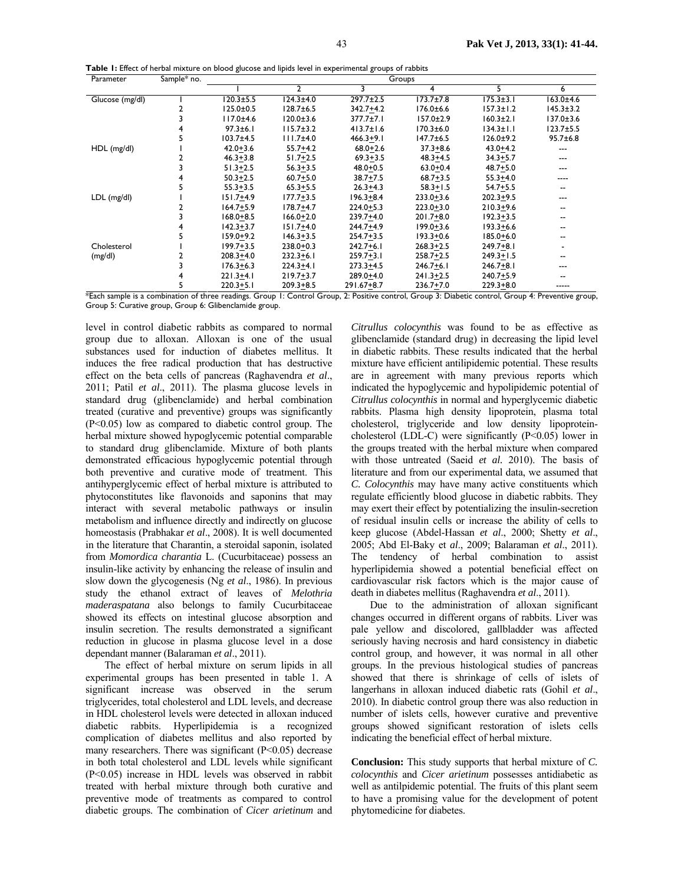**Table 1:** Effect of herbal mixture on blood glucose and lipids level in experimental groups of rabbits

| Parameter | Sample* no. | Groups | | | | | |
|---|---|---|---|---|---|---|---|
| | | 1 | 2 | 3 | 4 | 5 | 6 |
| Glucose (mg/dl) | 1 | 120.3±5.5 | 124.3±4.0 | 297.7±2.5 | 173.7±7.8 | 175.3±3.1 | 163.0±4.6 |
| | 2 | 125.0±0.5 | 128.7±6.5 | 342.7±4.2 | 176.0±6.6 | 157.3±1.2 | 145.3±3.2 |
| | 3 | 117.0±4.6 | 120.0±3.6 | 377.7±7.1 | 157.0±2.9 | 160.3±2.1 | 137.0±3.6 |
| | 4 | 97.3±6.1 | 115.7±3.2 | 413.7±1.6 | 170.3±6.0 | 134.3±1.1 | 123.7±5.5 |
| | 5 | 103.7±4.5 | 111.7±4.0 | 466.3±9.1 | 147.7±6.5 | 126.0±9.2 | 95.7±6.8 |
| HDL (mg/dl) | 1 | 42.0±3.6 | 55.7±4.2 | 68.0±2.6 | 37.3±8.6 | 43.0±4.2 | --- |
| | 2 | 46.3±3.8 | 51.7±2.5 | 69.3±3.5 | 48.3±4.5 | 34.3±5.7 | --- |
| | 3 | 51.3±2.5 | 56.3±3.5 | 48.0±0.5 | 63.0±0.4 | 48.7±5.0 | --- |
| | 4 | 50.3±2.5 | 60.7±5.0 | 38.7±7.5 | 68.7±3.5 | 55.3±4.0 | ---- |
| | 5 | 55.3±3.5 | 65.3±5.5 | 26.3±4.3 | 58.3±1.5 | 54.7±5.5 | -- |
| LDL (mg/dl) | 1 | 151.7±4.9 | 177.7±3.5 | 196.3±8.4 | 233.0±3.6 | 202.3±9.5 | --- |
| | 2 | 164.7±5.9 | 178.7±4.7 | 224.0±5.3 | 223.0±3.0 | 210.3±9.6 | -- |
| | 3 | 168.0±8.5 | 166.0±2.0 | 239.7±4.0 | 201.7±8.0 | 192.3±3.5 | -- |
| | 4 | 142.3±3.7 | 151.7±4.0 | 244.7±4.9 | 199.0±3.6 | 193.3±6.6 | -- |
| | 5 | 159.0±9.2 | 146.3±3.5 | 254.7±3.5 | 193.3±0.6 | 185.0±6.0 | -- |
| Cholesterol (mg/dl) | 1 | 199.7±3.5 | 238.0±0.3 | 242.7±6.1 | 268.3±2.5 | 249.7±8.1 | - |
| | 2 | 208.3±4.0 | 232.3±6.1 | 259.7±3.1 | 258.7±2.5 | 249.3±1.5 | -- |
| | 3 | 176.3±6.3 | 224.3±4.1 | 273.3±4.5 | 246.7±6.1 | 246.7±8.1 | --- |
| | 4 | 221.3±4.1 | 219.7±3.7 | 289.0±4.0 | 241.3±2.5 | 240.7±5.9 | -- |
| | 5 | 220.3±5.1 | 209.3±8.5 | 291.67±8.7 | 236.7±7.0 | 229.3±8.0 | ----- |

*Each sample is a combination of three readings. Group 1: Control Group, 2: Positive control, Group 3: Diabetic control, Group 4: Preventive group, Group 5: Curative group, Group 6: Glibenclamide group.

level in control diabetic rabbits as compared to normal group due to alloxan. Alloxan is one of the usual substances used for induction of diabetes mellitus. It induces the free radical production that has destructive effect on the beta cells of pancreas (Raghavendra *et al*., 2011; Patil *et al*., 2011). The plasma glucose levels in standard drug (glibenclamide) and herbal combination treated (curative and preventive) groups was significantly ($P<0.05$) low as compared to diabetic control group. The herbal mixture showed hypoglycemic potential comparable to standard drug glibenclamide. Mixture of both plants demonstrated efficacious hypoglycemic potential through both preventive and curative mode of treatment. This antihyperglycemic effect of herbal mixture is attributed to phytoconstitutes like flavonoids and saponins that may interact with several metabolic pathways or insulin metabolism and influence directly and indirectly on glucose homeostasis (Prabhakar *et al*., 2008). It is well documented in the literature that Charantin, a steroidal saponin, isolated from *Momordica charantia* L. (Cucurbitaceae) possess an insulin-like activity by enhancing the release of insulin and slow down the glycogenesis (Ng *et al*., 1986). In previous study the ethanol extract of leaves of *Melothria maderaspatana* also belongs to family Cucurbitaceae showed its effects on intestinal glucose absorption and insulin secretion. The results demonstrated a significant reduction in glucose in plasma glucose level in a dose dependant manner (Balaraman *et al*., 2011).

The effect of herbal mixture on serum lipids in all experimental groups has been presented in table 1. A significant increase was observed in the serum triglycerides, total cholesterol and LDL levels, and decrease in HDL cholesterol levels were detected in alloxan induced diabetic rabbits. Hyperlipidemia is a recognized complication of diabetes mellitus and also reported by many researchers. There was significant ($P<0.05$) decrease in both total cholesterol and LDL levels while significant ($P<0.05$) increase in HDL levels was observed in rabbit treated with herbal mixture through both curative and preventive mode of treatments as compared to control diabetic groups. The combination of *Cicer arietinum* and *Citrullus colocynthis* was found to be as effective as glibenclamide (standard drug) in decreasing the lipid level in diabetic rabbits. These results indicated that the herbal mixture have efficient antilipidemic potential. These results are in agreement with many previous reports which indicated the hypoglycemic and hypolipidemic potential of *Citrullus colocynthis* in normal and hyperglycemic diabetic rabbits. Plasma high density lipoprotein, plasma total cholesterol, triglyceride and low density lipoprotein-cholesterol (LDL-C) were significantly ($P<0.05$) lower in the groups treated with the herbal mixture when compared with those untreated (Saeid *et al.* 2010). The basis of literature and from our experimental data, we assumed that *C. Colocynthis* may have many active constituents which regulate efficiently blood glucose in diabetic rabbits. They may exert their effect by potentializing the insulin-secretion of residual insulin cells or increase the ability of cells to keep glucose (Abdel-Hassan *et al*., 2000; Shetty *et al*., 2005; Abd El-Baky *et al*., 2009; Balaraman *et al*., 2011). The tendency of herbal combination to assist hyperlipidemia showed a potential beneficial effect on cardiovascular risk factors which is the major cause of death in diabetes mellitus (Raghavendra *et al*., 2011).

Due to the administration of alloxan significant changes occurred in different organs of rabbits. Liver was pale yellow and discolored, gallbladder was affected seriously having necrosis and hard consistency in diabetic control group, and however, it was normal in all other groups. In the previous histological studies of pancreas showed that there is shrinkage of cells of islets of langerhans in alloxan induced diabetic rats (Gohil *et al*., 2010). In diabetic control group there was also reduction in number of islets cells, however curative and preventive groups showed significant restoration of islets cells indicating the beneficial effect of herbal mixture.

**Conclusion:** This study supports that herbal mixture of *C. colocynthis* and *Cicer arietinum* possesses antidiabetic as well as antilpidemic potential. The fruits of this plant seem to have a promising value for the development of potent phytomedicine for diabetes.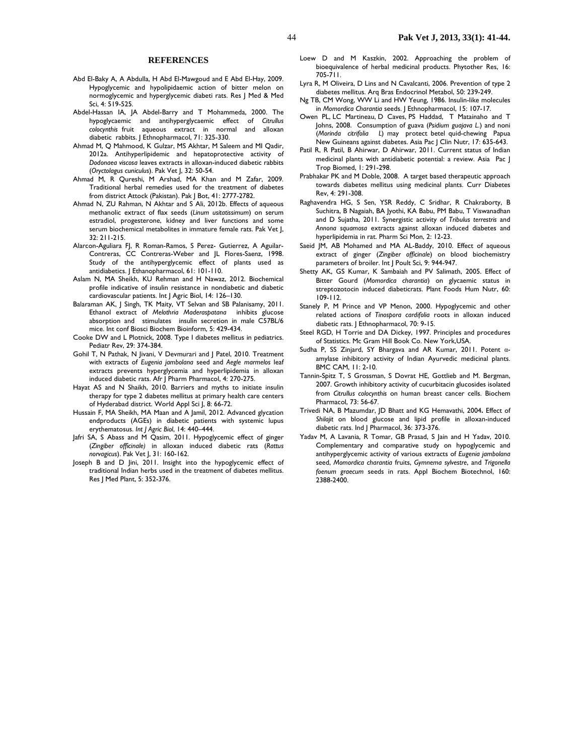## REFERENCES

Abd El-Baky A, A Abdulla, H Abd El-Mawgoud and E Abd El-Hay, 2009. Hypoglycemic and hypolipidaemic action of bitter melon on normoglycemic and hyperglycemic diabeti rats. Res J Med & Med Sci, 4: 519-525.

Abdel-Hassan IA, JA Abdel-Barry and T Mohammeda, 2000. The hypoglycaemic and antihyperglycaemic effect of *Citrullus colocynthis* fruit aqueous extract in normal and alloxan diabetic rabbits. J Ethnopharmacol, 71: 325-330.

Ahmad M, Q Mahmood, K Gulzar, MS Akhtar, M Saleem and MI Qadir, 2012a. Antihyperlipidemic and hepatoprotective activity of *Dodonaea viscosa* leaves extracts in alloxan-induced diabetic rabbits (*Oryctolagus cuniculus*). Pak Vet J, 32: 50-54.

Ahmad M, R Qureshi, M Arshad, MA Khan and M Zafar, 2009. Traditional herbal remedies used for the treatment of diabetes from district Attock (Pakistan). Pak J Bot, 41: 2777-2782.

Ahmad N, ZU Rahman, N Akhtar and S Ali, 2012b. Effects of aqueous methanolic extract of flax seeds (*Linum usitatissimum*) on serum estradiol, progesterone, kidney and liver functions and some serum biochemical metabolites in immature female rats. Pak Vet J, 32: 211-215.

Alarcon-Aguliara FJ, R Roman-Ramos, S Perez- Gutierrez, A Aguilar-Contreras, CC Contreras-Weber and JL Flores-Saenz, 1998. Study of the antihyperglycemic effect of plants used as antidiabetics. J Ethanopharmacol, 61: 101-110.

Aslam N, MA Sheikh, KU Rehman and H Nawaz, 2012. Biochemical profile indicative of insulin resistance in nondiabetic and diabetic cardiovascular patients. Int J Agric Biol, 14: 126–130.

Balaraman AK, J Singh, TK Maity, VT Selvan and SB Palanisamy, 2011. Ethanol extract of *Melothria Maderaspatana* inhibits glucose absorption and stimulates insulin secretion in male C57BL/6 mice. Int conf Biosci Biochem Bioinform, 5: 429-434.

Cooke DW and L Plotnick, 2008. Type I diabetes mellitus in pediatrics. Pediatr Rev, 29: 374-384.

Gohil T, N Pathak, N Jivani, V Devmurari and J Patel, 2010. Treatment with extracts of *Eugenia jambolana* seed and *Aegle marmelos* leaf extracts prevents hyperglycemia and hyperlipidemia in alloxan induced diabetic rats. Afr J Pharm Pharmacol, 4: 270-275.

Hayat AS and N Shaikh, 2010. Barriers and myths to initiate insulin therapy for type 2 diabetes mellitus at primary health care centers of Hyderabad district. World Appl Sci J, 8: 66-72.

Hussain F, MA Sheikh, MA Maan and A Jamil, 2012. Advanced glycation endproducts (AGEs) in diabetic patients with systemic lupus erythematosus. *Int J Agric Biol*, 14: 440–444.

Jafri SA, S Abass and M Qasim, 2011. Hypoglycemic effect of ginger (*Zingiber officinale)* in alloxan induced diabetic rats (*Rattus norvagicus*). Pak Vet J, 31: 160-162.

Joseph B and D Jini, 2011. Insight into the hypoglycemic effect of traditional Indian herbs used in the treatment of diabetes mellitus. Res J Med Plant, 5: 352-376.

Loew D and M Kaszkin, 2002. Approaching the problem of bioequivalence of herbal medicinal products. Phytother Res, 16: 705-711.

Lyra R, M Oliveira, D Lins and N Cavalcanti, 2006. Prevention of type 2 diabetes mellitus. Arq Bras Endocrinol Metabol, 50: 239-249.

Ng TB, CM Wong, WW Li and HW Yeung, 1986. Insulin-like molecules in *Momordica Charantia* seeds. J Ethnopharmacol, 15: 107-17.

Owen PL, LC Martineau, D Caves, PS Haddad, T Matainaho and T Johns, 2008. Consumption of guava (*Psidium guajava L.*) and noni (*Morinda citrifolia L*) may protect betel quid-chewing Papua New Guineans against diabetes. Asia Pac J Clin Nutr, 17: 635-643.

Patil R, R Patil, B Ahirwar, D Ahirwar, 2011. Current status of Indian medicinal plants with antidiabetic potential: a review. Asia Pac J Trop Biomed, 1: 291-298.

Prabhakar PK and M Doble, 2008. A target based therapeutic approach towards diabetes mellitus using medicinal plants. Curr Diabetes Rev, 4: 291-308.

Raghavendra HG, S Sen, YSR Reddy, C Sridhar, R Chakraborty, B Suchitra, B Nagaiah, BA Jyothi, KA Babu, PM Babu, T Viswanadhan and D Sujatha, 2011. Synergistic activity of *Tribulus terrestris* and *Annona squamosa* extracts against alloxan induced diabetes and hyperlipidemia in rat. Pharm Sci Mon, 2: 12-23.

Saeid JM, AB Mohamed and MA AL-Baddy, 2010. Effect of aqueous extract of ginger (*Zingiber officinale*) on blood biochemistry parameters of broiler. Int J Poult Sci, 9: 944-947.

Shetty AK, GS Kumar, K Sambaiah and PV Salimath, 2005. Effect of Bitter Gourd (*Momordica charantia*) on glycaemic status in streptozotocin induced diabeticrats. Plant Foods Hum Nutr, 60: 109-112.

Stanely P, M Prince and VP Menon, 2000. Hypoglycemic and other related actions of *Tinospora cardifolia* roots in alloxan induced diabetic rats. J Ethnopharmacol, 70: 9-15.

Steel RGD, H Torrie and DA Dickey, 1997. Principles and procedures of Statistics. Mc Gram Hill Book Co. New York,USA.

Sudha P, SS Zinjard, SY Bhargava and AR Kumar, 2011. Potent α-amylase inhibitory activity of Indian Ayurvedic medicinal plants. BMC CAM, 11: 2-10.

Tannin-Spitz T, S Grossman, S Dovrat HE, Gottlieb and M. Bergman, 2007. Growth inhibitory activity of cucurbitacin glucosides isolated from *Citrullus colocynthis* on human breast cancer cells. Biochem Pharmacol, 73: 56-67.

Trivedi NA, B Mazumdar, JD Bhatt and KG Hemavathi, 2004. Effect of *Shilajit* on blood glucose and lipid profile in alloxan-induced diabetic rats. Ind J Pharmacol, 36: 373-376.

Yadav M, A Lavania, R Tomar, GB Prasad, S Jain and H Yadav, 2010. Complementary and comparative study on hypoglycemic and antihyperglycemic activity of various extracts of *Eugenia jambolana* seed, *Momordica charantia* fruits, *Gymnema sylvestre*, and *Trigonella foenum graecum* seeds in rats. Appl Biochem Biotechnol, 160: 2388-2400.